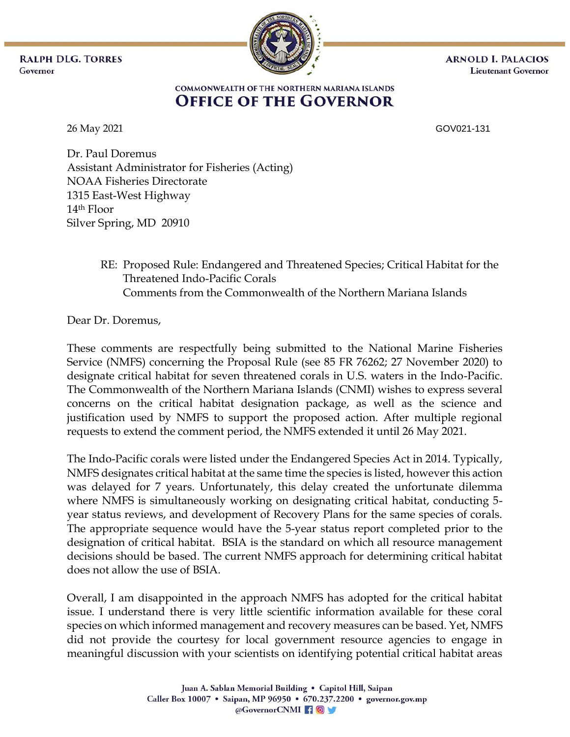**RALPH DLG. TORRES**
Governor

**ARNOLD I. PALACIOS**
Lieutenant Governor

COMMONWEALTH OF THE NORTHERN MARIANA ISLANDS
# OFFICE OF THE GOVERNOR

26 May 2021

GOV021-131

Dr. Paul Doremus
Assistant Administrator for Fisheries (Acting)
NOAA Fisheries Directorate
1315 East-West Highway
14th Floor
Silver Spring, MD 20910

RE: Proposed Rule: Endangered and Threatened Species; Critical Habitat for the Threatened Indo-Pacific Corals
Comments from the Commonwealth of the Northern Mariana Islands

Dear Dr. Doremus,

These comments are respectfully being submitted to the National Marine Fisheries Service (NMFS) concerning the Proposal Rule (see 85 FR 76262; 27 November 2020) to designate critical habitat for seven threatened corals in U.S. waters in the Indo-Pacific. The Commonwealth of the Northern Mariana Islands (CNMI) wishes to express several concerns on the critical habitat designation package, as well as the science and justification used by NMFS to support the proposed action. After multiple regional requests to extend the comment period, the NMFS extended it until 26 May 2021.

The Indo-Pacific corals were listed under the Endangered Species Act in 2014. Typically, NMFS designates critical habitat at the same time the species is listed, however this action was delayed for 7 years. Unfortunately, this delay created the unfortunate dilemma where NMFS is simultaneously working on designating critical habitat, conducting 5-year status reviews, and development of Recovery Plans for the same species of corals. The appropriate sequence would have the 5-year status report completed prior to the designation of critical habitat. BSIA is the standard on which all resource management decisions should be based. The current NMFS approach for determining critical habitat does not allow the use of BSIA.

Overall, I am disappointed in the approach NMFS has adopted for the critical habitat issue. I understand there is very little scientific information available for these coral species on which informed management and recovery measures can be based. Yet, NMFS did not provide the courtesy for local government resource agencies to engage in meaningful discussion with your scientists on identifying potential critical habitat areas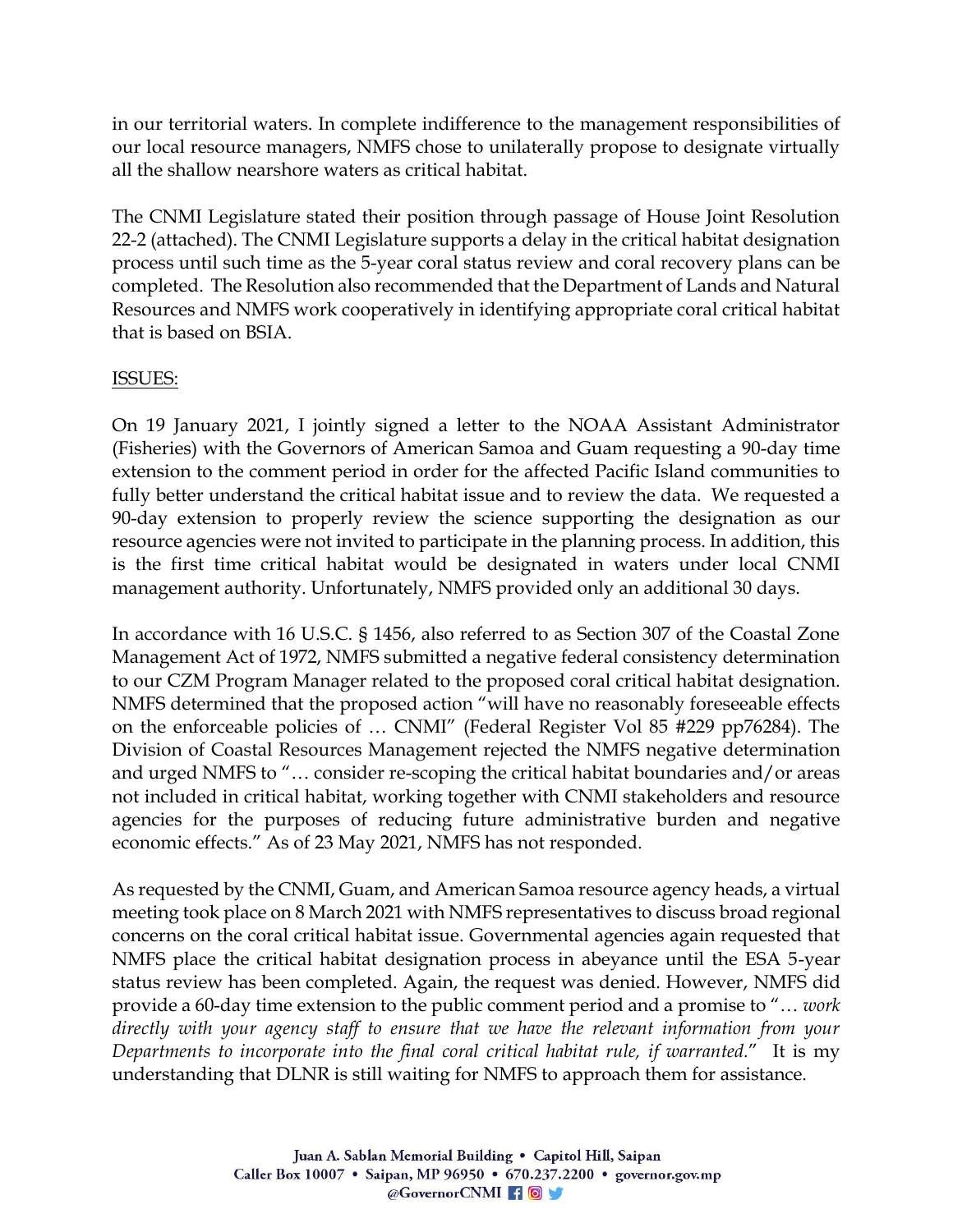in our territorial waters. In complete indifference to the management responsibilities of our local resource managers, NMFS chose to unilaterally propose to designate virtually all the shallow nearshore waters as critical habitat.

The CNMI Legislature stated their position through passage of House Joint Resolution 22-2 (attached). The CNMI Legislature supports a delay in the critical habitat designation process until such time as the 5-year coral status review and coral recovery plans can be completed. The Resolution also recommended that the Department of Lands and Natural Resources and NMFS work cooperatively in identifying appropriate coral critical habitat that is based on BSIA.

ISSUES:

On 19 January 2021, I jointly signed a letter to the NOAA Assistant Administrator (Fisheries) with the Governors of American Samoa and Guam requesting a 90-day time extension to the comment period in order for the affected Pacific Island communities to fully better understand the critical habitat issue and to review the data. We requested a 90-day extension to properly review the science supporting the designation as our resource agencies were not invited to participate in the planning process. In addition, this is the first time critical habitat would be designated in waters under local CNMI management authority. Unfortunately, NMFS provided only an additional 30 days.

In accordance with 16 U.S.C. § 1456, also referred to as Section 307 of the Coastal Zone Management Act of 1972, NMFS submitted a negative federal consistency determination to our CZM Program Manager related to the proposed coral critical habitat designation. NMFS determined that the proposed action "will have no reasonably foreseeable effects on the enforceable policies of … CNMI" (Federal Register Vol 85 #229 pp76284). The Division of Coastal Resources Management rejected the NMFS negative determination and urged NMFS to "… consider re-scoping the critical habitat boundaries and/or areas not included in critical habitat, working together with CNMI stakeholders and resource agencies for the purposes of reducing future administrative burden and negative economic effects." As of 23 May 2021, NMFS has not responded.

As requested by the CNMI, Guam, and American Samoa resource agency heads, a virtual meeting took place on 8 March 2021 with NMFS representatives to discuss broad regional concerns on the coral critical habitat issue. Governmental agencies again requested that NMFS place the critical habitat designation process in abeyance until the ESA 5-year status review has been completed. Again, the request was denied. However, NMFS did provide a 60-day time extension to the public comment period and a promise to "… *work directly with your agency staff to ensure that we have the relevant information from your Departments to incorporate into the final coral critical habitat rule, if warranted.*" It is my understanding that DLNR is still waiting for NMFS to approach them for assistance.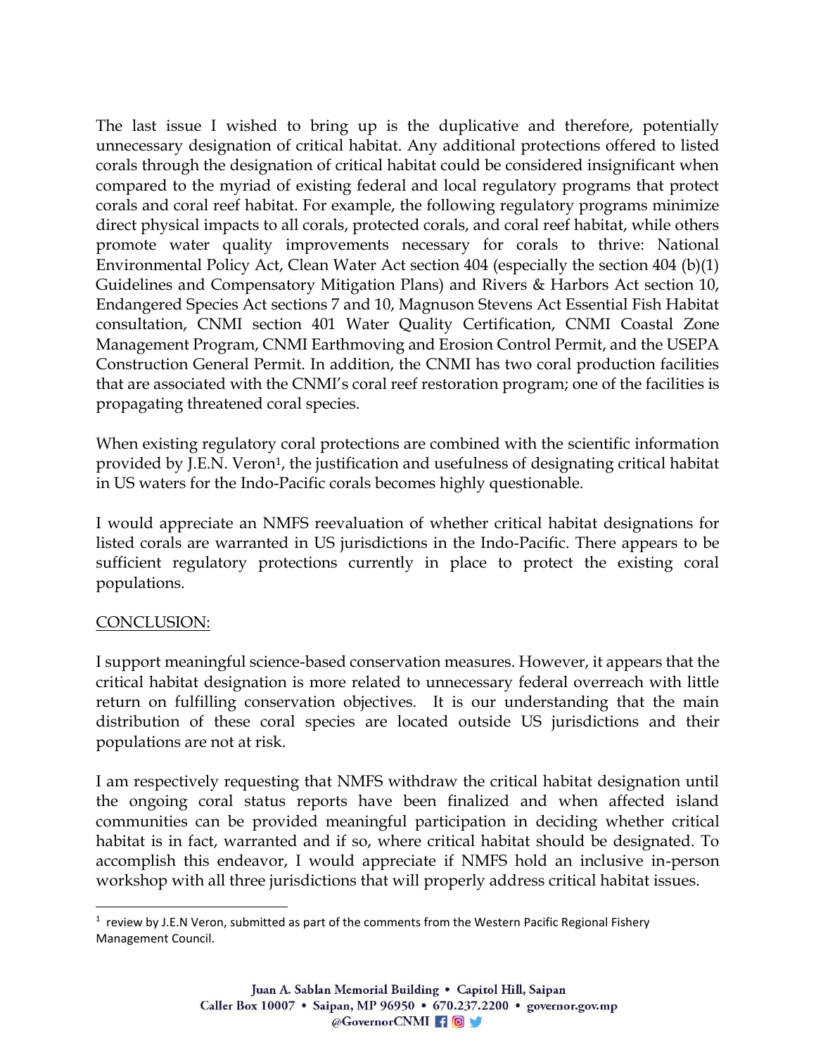The last issue I wished to bring up is the duplicative and therefore, potentially unnecessary designation of critical habitat. Any additional protections offered to listed corals through the designation of critical habitat could be considered insignificant when compared to the myriad of existing federal and local regulatory programs that protect corals and coral reef habitat. For example, the following regulatory programs minimize direct physical impacts to all corals, protected corals, and coral reef habitat, while others promote water quality improvements necessary for corals to thrive: National Environmental Policy Act, Clean Water Act section 404 (especially the section 404 (b)(1) Guidelines and Compensatory Mitigation Plans) and Rivers & Harbors Act section 10, Endangered Species Act sections 7 and 10, Magnuson Stevens Act Essential Fish Habitat consultation, CNMI section 401 Water Quality Certification, CNMI Coastal Zone Management Program, CNMI Earthmoving and Erosion Control Permit, and the USEPA Construction General Permit. In addition, the CNMI has two coral production facilities that are associated with the CNMI's coral reef restoration program; one of the facilities is propagating threatened coral species.

When existing regulatory coral protections are combined with the scientific information provided by J.E.N. Veron[1], the justification and usefulness of designating critical habitat in US waters for the Indo-Pacific corals becomes highly questionable.

I would appreciate an NMFS reevaluation of whether critical habitat designations for listed corals are warranted in US jurisdictions in the Indo-Pacific. There appears to be sufficient regulatory protections currently in place to protect the existing coral populations.

<u>CONCLUSION:</u>

I support meaningful science-based conservation measures. However, it appears that the critical habitat designation is more related to unnecessary federal overreach with little return on fulfilling conservation objectives. It is our understanding that the main distribution of these coral species are located outside US jurisdictions and their populations are not at risk.

I am respectively requesting that NMFS withdraw the critical habitat designation until the ongoing coral status reports have been finalized and when affected island communities can be provided meaningful participation in deciding whether critical habitat is in fact, warranted and if so, where critical habitat should be designated. To accomplish this endeavor, I would appreciate if NMFS hold an inclusive in-person workshop with all three jurisdictions that will properly address critical habitat issues.

---

[1] review by J.E.N Veron, submitted as part of the comments from the Western Pacific Regional Fishery Management Council.

Juan A. Sablan Memorial Building • Capitol Hill, Saipan
Caller Box 10007 • Saipan, MP 96950 • 670.237.2200 • governor.gov.mp
@GovernorCNMI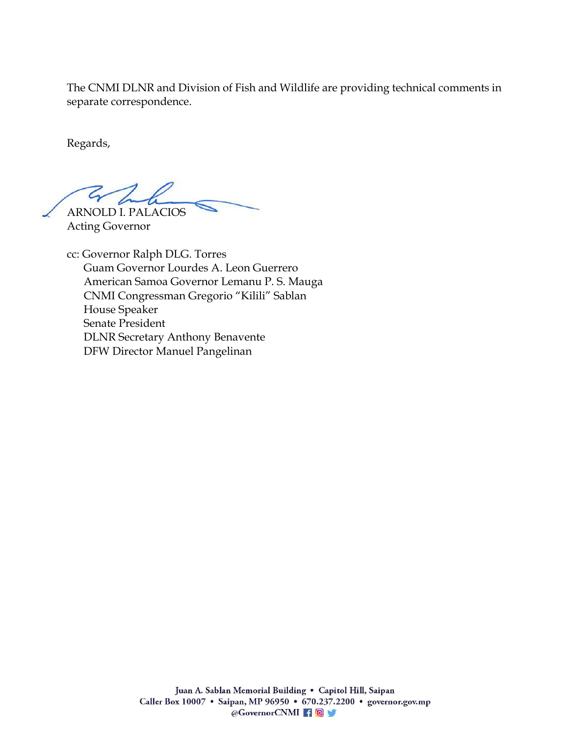The CNMI DLNR and Division of Fish and Wildlife are providing technical comments in separate correspondence.

Regards,

ARNOLD I. PALACIOS
Acting Governor

cc: Governor Ralph DLG. Torres
Guam Governor Lourdes A. Leon Guerrero
American Samoa Governor Lemanu P. S. Mauga
CNMI Congressman Gregorio "Kilili" Sablan
House Speaker
Senate President
DLNR Secretary Anthony Benavente
DFW Director Manuel Pangelinan

Juan A. Sablan Memorial Building • Capitol Hill, Saipan
Caller Box 10007 • Saipan, MP 96950 • 670.237.2200 • governor.gov.mp
@GovernorCNMI